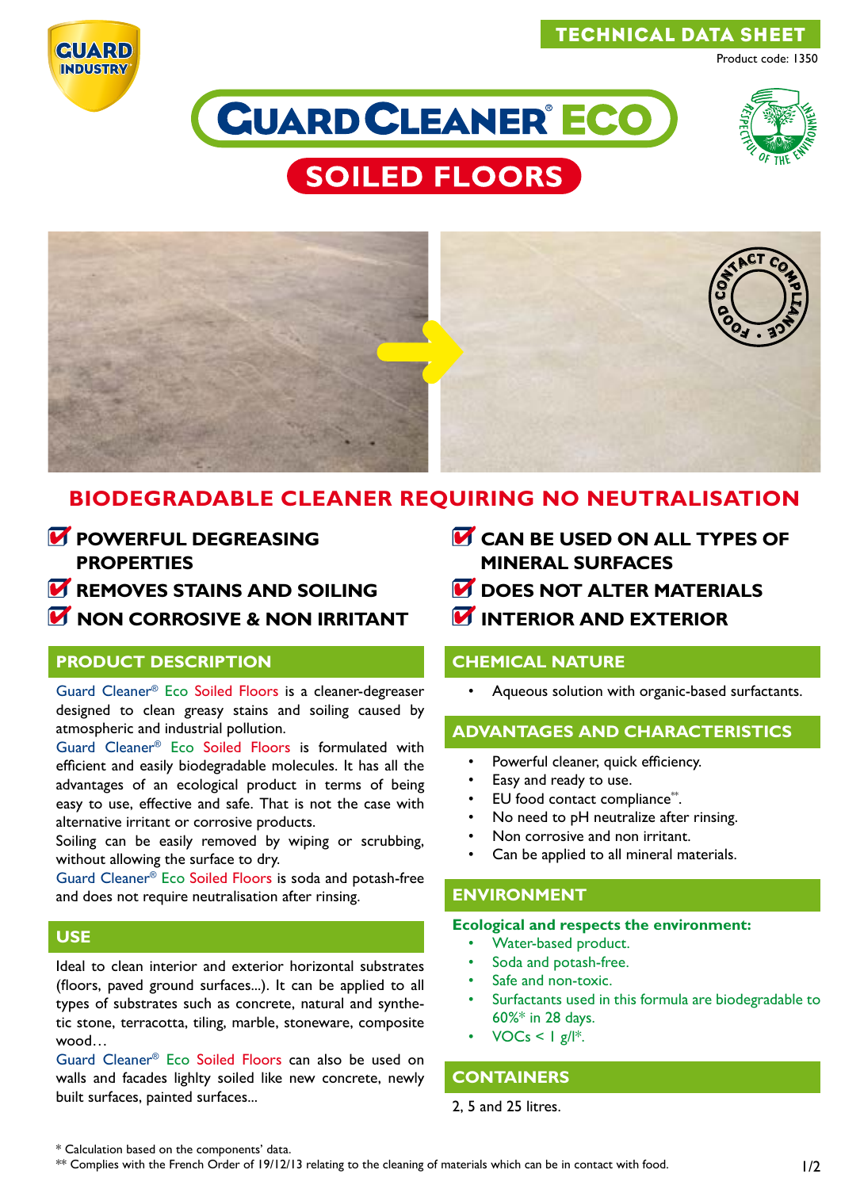TECHNICAL DATA SHEET

Product code: 1350

# GUARD CLEANER® ECO

## SOILED FLOORS

## BIODEGRADABLE CLEANER REQUIRING NO NEUTRALISATION

- POWERFUL DEGREASING PROPERTIES
- REMOVES STAINS AND SOILING
- NON CORROSIVE & NON IRRITANT
- CAN BE USED ON ALL TYPES OF MINERAL SURFACES
- DOES NOT ALTER MATERIALS
- INTERIOR AND EXTERIOR

## PRODUCT DESCRIPTION

Guard Cleaner® Eco Soiled Floors is a cleaner-degreaser designed to clean greasy stains and soiling caused by atmospheric and industrial pollution.

Guard Cleaner® Eco Soiled Floors is formulated with efficient and easily biodegradable molecules. It has all the advantages of an ecological product in terms of being easy to use, effective and safe. That is not the case with alternative irritant or corrosive products.

Soiling can be easily removed by wiping or scrubbing, without allowing the surface to dry.

Guard Cleaner® Eco Soiled Floors is soda and potash-free and does not require neutralisation after rinsing.

## USE

Ideal to clean interior and exterior horizontal substrates (floors, paved ground surfaces...). It can be applied to all types of substrates such as concrete, natural and synthetic stone, terracotta, tiling, marble, stoneware, composite wood…

Guard Cleaner® Eco Soiled Floors can also be used on walls and facades lighlty soiled like new concrete, newly built surfaces, painted surfaces...

## CHEMICAL NATURE

- Aqueous solution with organic-based surfactants.

## ADVANTAGES AND CHARACTERISTICS

- Powerful cleaner, quick efficiency.
- Easy and ready to use.
- EU food contact compliance**.
- No need to pH neutralize after rinsing.
- Non corrosive and non irritant.
- Can be applied to all mineral materials.

## ENVIRONMENT

**Ecological and respects the environment:**

- Water-based product.
- Soda and potash-free.
- Safe and non-toxic.
- Surfactants used in this formula are biodegradable to 60%* in 28 days.
- VOCs < 1 g/l*.

## CONTAINERS

2, 5 and 25 litres.

\* Calculation based on the components' data.

\*\* Complies with the French Order of 19/12/13 relating to the cleaning of materials which can be in contact with food.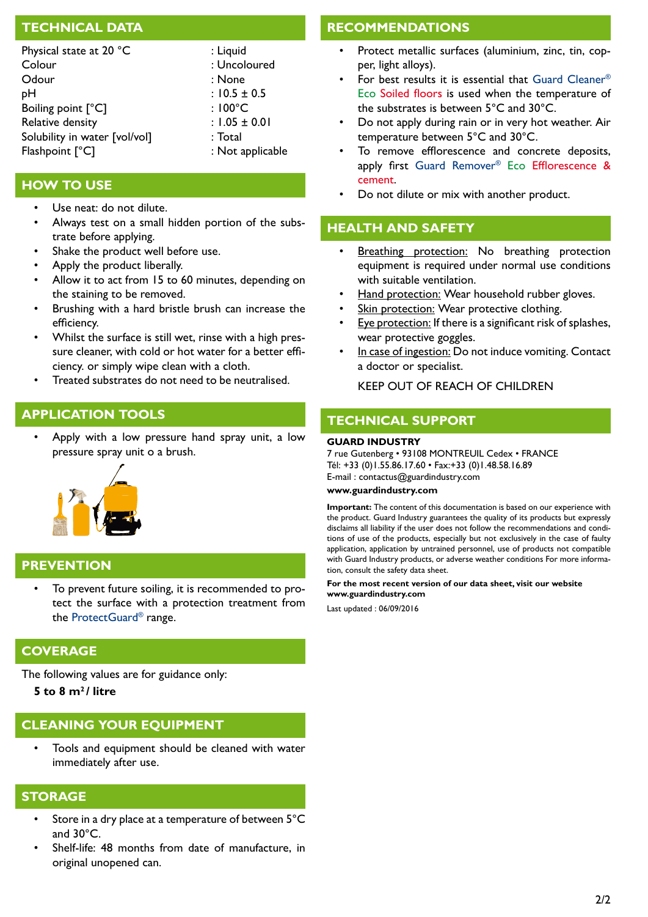## TECHNICAL DATA

| | |
|---|---|
| Physical state at 20 °C | : Liquid |
| Colour | : Uncoloured |
| Odour | : None |
| pH | : 10.5 ± 0.5 |
| Boiling point [°C] | : 100°C |
| Relative density | : 1.05 ± 0.01 |
| Solubility in water [vol/vol] | : Total |
| Flashpoint [°C] | : Not applicable |

## HOW TO USE

- Use neat: do not dilute.
- Always test on a small hidden portion of the substrate before applying.
- Shake the product well before use.
- Apply the product liberally.
- Allow it to act from 15 to 60 minutes, depending on the staining to be removed.
- Brushing with a hard bristle brush can increase the efficiency.
- Whilst the surface is still wet, rinse with a high pressure cleaner, with cold or hot water for a better efficiency. or simply wipe clean with a cloth.
- Treated substrates do not need to be neutralised.

## APPLICATION TOOLS

- Apply with a low pressure hand spray unit, a low pressure spray unit o a brush.

## PREVENTION

- To prevent future soiling, it is recommended to protect the surface with a protection treatment from the ProtectGuard® range.

## COVERAGE

The following values are for guidance only:

**5 to 8 m²/ litre**

## CLEANING YOUR EQUIPMENT

- Tools and equipment should be cleaned with water immediately after use.

## STORAGE

- Store in a dry place at a temperature of between 5°C and 30°C.
- Shelf-life: 48 months from date of manufacture, in original unopened can.

## RECOMMENDATIONS

- Protect metallic surfaces (aluminium, zinc, tin, copper, light alloys).
- For best results it is essential that Guard Cleaner® Eco Soiled floors is used when the temperature of the substrates is between 5°C and 30°C.
- Do not apply during rain or in very hot weather. Air temperature between 5°C and 30°C.
- To remove efflorescence and concrete deposits, apply first Guard Remover® Eco Efflorescence & cement.
- Do not dilute or mix with another product.

## HEALTH AND SAFETY

- Breathing protection: No breathing protection equipment is required under normal use conditions with suitable ventilation.
- Hand protection: Wear household rubber gloves.
- Skin protection: Wear protective clothing.
- Eye protection: If there is a significant risk of splashes, wear protective goggles.
- In case of ingestion: Do not induce vomiting. Contact a doctor or specialist.

KEEP OUT OF REACH OF CHILDREN

## TECHNICAL SUPPORT

**GUARD INDUSTRY**
7 rue Gutenberg • 93108 MONTREUIL Cedex • FRANCE
Tél: +33 (0)1.55.86.17.60 • Fax:+33 (0)1.48.58.16.89
E-mail : contactus@guardindustry.com

**www.guardindustry.com**

**Important:** The content of this documentation is based on our experience with the product. Guard Industry guarantees the quality of its products but expressly disclaims all liability if the user does not follow the recommendations and conditions of use of the products, especially but not exclusively in the case of faulty application, application by untrained personnel, use of products not compatible with Guard Industry products, or adverse weather conditions For more information, consult the safety data sheet.

**For the most recent version of our data sheet, visit our website www.guardindustry.com**

Last updated : 06/09/2016